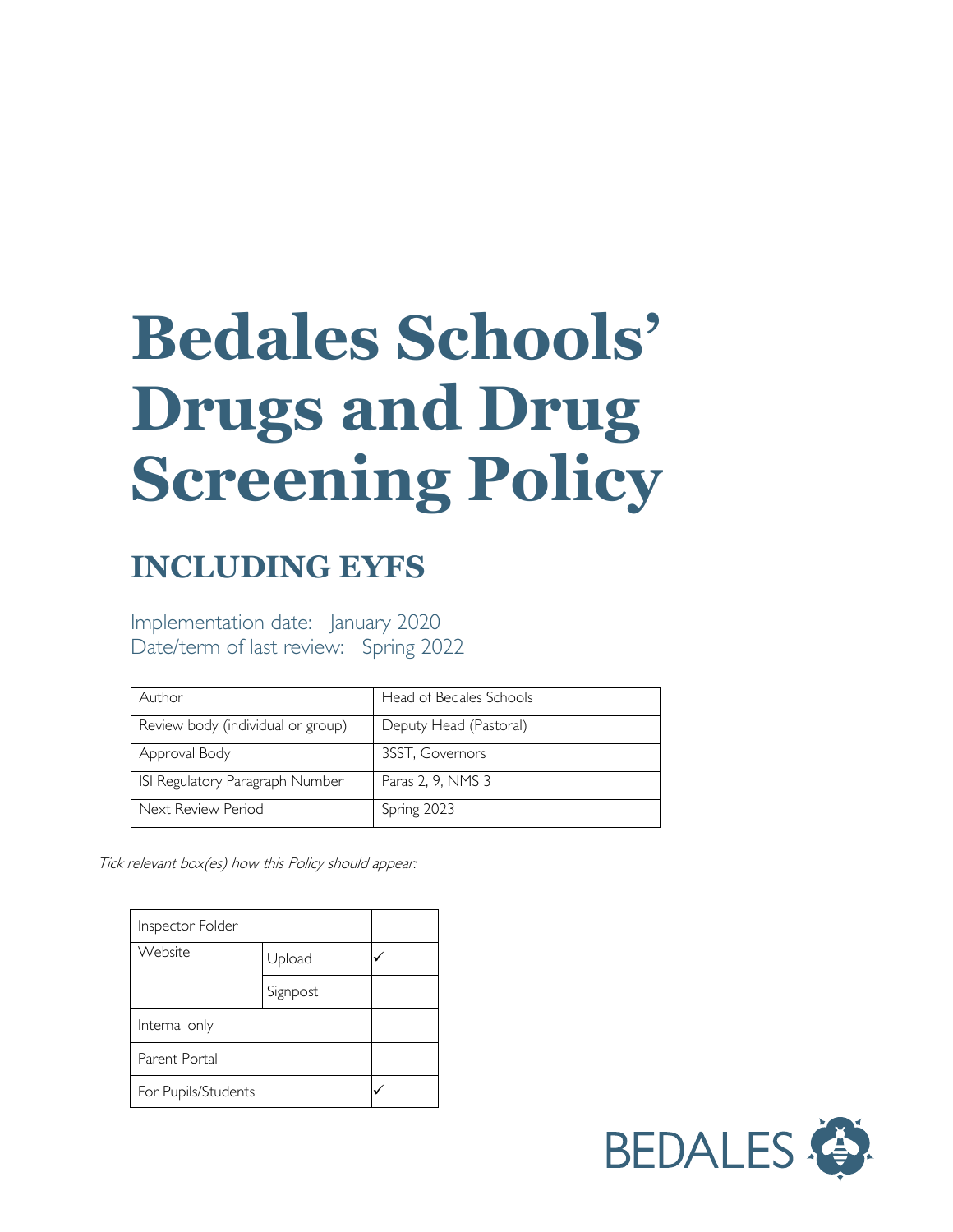# Bedales Schools' Drugs and Drug Screening Policy

## INCLUDING EYFS

Implementation date: January 2020
Date/term of last review: Spring 2022

| Author | Head of Bedales Schools |
|---|---|
| Review body (individual or group) | Deputy Head (Pastoral) |
| Approval Body | 3SST, Governors |
| ISI Regulatory Paragraph Number | Paras 2, 9, NMS 3 |
| Next Review Period | Spring 2023 |

*Tick relevant box(es) how this Policy should appear:*

| Inspector Folder | | |
|---|---|---|
| Website | Upload | ✓ |
| | Signpost | |
| Internal only | | |
| Parent Portal | | |
| For Pupils/Students | | ✓ |

BEDALES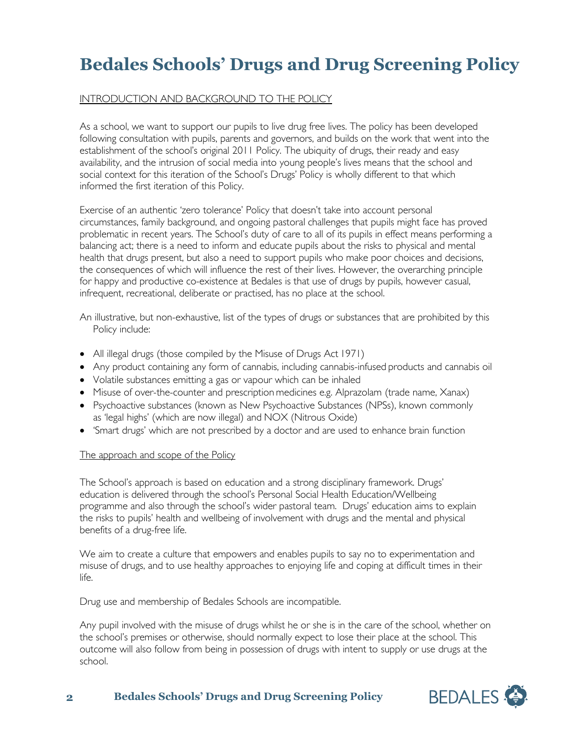# Bedales Schools' Drugs and Drug Screening Policy

INTRODUCTION AND BACKGROUND TO THE POLICY

As a school, we want to support our pupils to live drug free lives. The policy has been developed following consultation with pupils, parents and governors, and builds on the work that went into the establishment of the school's original 2011 Policy. The ubiquity of drugs, their ready and easy availability, and the intrusion of social media into young people's lives means that the school and social context for this iteration of the School's Drugs' Policy is wholly different to that which informed the first iteration of this Policy.

Exercise of an authentic 'zero tolerance' Policy that doesn't take into account personal circumstances, family background, and ongoing pastoral challenges that pupils might face has proved problematic in recent years. The School's duty of care to all of its pupils in effect means performing a balancing act; there is a need to inform and educate pupils about the risks to physical and mental health that drugs present, but also a need to support pupils who make poor choices and decisions, the consequences of which will influence the rest of their lives. However, the overarching principle for happy and productive co-existence at Bedales is that use of drugs by pupils, however casual, infrequent, recreational, deliberate or practised, has no place at the school.

An illustrative, but non-exhaustive, list of the types of drugs or substances that are prohibited by this Policy include:

- All illegal drugs (those compiled by the Misuse of Drugs Act 1971)
- Any product containing any form of cannabis, including cannabis-infused products and cannabis oil
- Volatile substances emitting a gas or vapour which can be inhaled
- Misuse of over-the-counter and prescription medicines e.g. Alprazolam (trade name, Xanax)
- Psychoactive substances (known as New Psychoactive Substances (NPSs), known commonly as 'legal highs' (which are now illegal) and NOX (Nitrous Oxide)
- 'Smart drugs' which are not prescribed by a doctor and are used to enhance brain function

The approach and scope of the Policy

The School's approach is based on education and a strong disciplinary framework. Drugs' education is delivered through the school's Personal Social Health Education/Wellbeing programme and also through the school's wider pastoral team. Drugs' education aims to explain the risks to pupils' health and wellbeing of involvement with drugs and the mental and physical benefits of a drug-free life.

We aim to create a culture that empowers and enables pupils to say no to experimentation and misuse of drugs, and to use healthy approaches to enjoying life and coping at difficult times in their life.

Drug use and membership of Bedales Schools are incompatible.

Any pupil involved with the misuse of drugs whilst he or she is in the care of the school, whether on the school's premises or otherwise, should normally expect to lose their place at the school. This outcome will also follow from being in possession of drugs with intent to supply or use drugs at the school.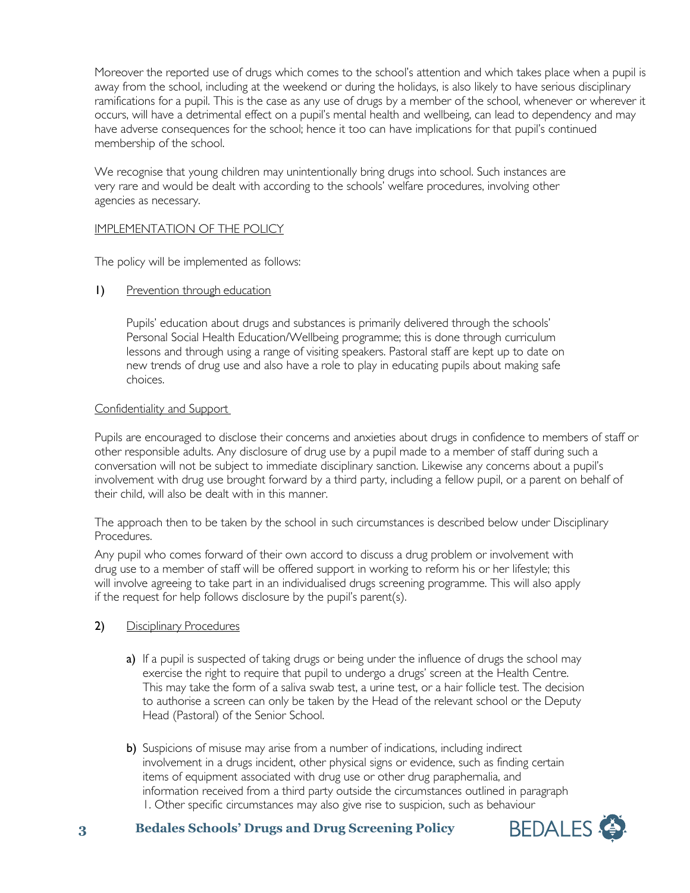Moreover the reported use of drugs which comes to the school's attention and which takes place when a pupil is away from the school, including at the weekend or during the holidays, is also likely to have serious disciplinary ramifications for a pupil. This is the case as any use of drugs by a member of the school, whenever or wherever it occurs, will have a detrimental effect on a pupil's mental health and wellbeing, can lead to dependency and may have adverse consequences for the school; hence it too can have implications for that pupil's continued membership of the school.

We recognise that young children may unintentionally bring drugs into school. Such instances are very rare and would be dealt with according to the schools' welfare procedures, involving other agencies as necessary.

<u>IMPLEMENTATION OF THE POLICY</u>

The policy will be implemented as follows:

1) <u>Prevention through education</u>

   Pupils' education about drugs and substances is primarily delivered through the schools' Personal Social Health Education/Wellbeing programme; this is done through curriculum lessons and through using a range of visiting speakers. Pastoral staff are kept up to date on new trends of drug use and also have a role to play in educating pupils about making safe choices.

<u>Confidentiality and Support</u>

Pupils are encouraged to disclose their concerns and anxieties about drugs in confidence to members of staff or other responsible adults. Any disclosure of drug use by a pupil made to a member of staff during such a conversation will not be subject to immediate disciplinary sanction. Likewise any concerns about a pupil's involvement with drug use brought forward by a third party, including a fellow pupil, or a parent on behalf of their child, will also be dealt with in this manner.

The approach then to be taken by the school in such circumstances is described below under Disciplinary Procedures.

Any pupil who comes forward of their own accord to discuss a drug problem or involvement with drug use to a member of staff will be offered support in working to reform his or her lifestyle; this will involve agreeing to take part in an individualised drugs screening programme. This will also apply if the request for help follows disclosure by the pupil's parent(s).

2) <u>Disciplinary Procedures</u>

   a) If a pupil is suspected of taking drugs or being under the influence of drugs the school may exercise the right to require that pupil to undergo a drugs' screen at the Health Centre. This may take the form of a saliva swab test, a urine test, or a hair follicle test. The decision to authorise a screen can only be taken by the Head of the relevant school or the Deputy Head (Pastoral) of the Senior School.

   b) Suspicions of misuse may arise from a number of indications, including indirect involvement in a drugs incident, other physical signs or evidence, such as finding certain items of equipment associated with drug use or other drug paraphernalia, and information received from a third party outside the circumstances outlined in paragraph 1. Other specific circumstances may also give rise to suspicion, such as behaviour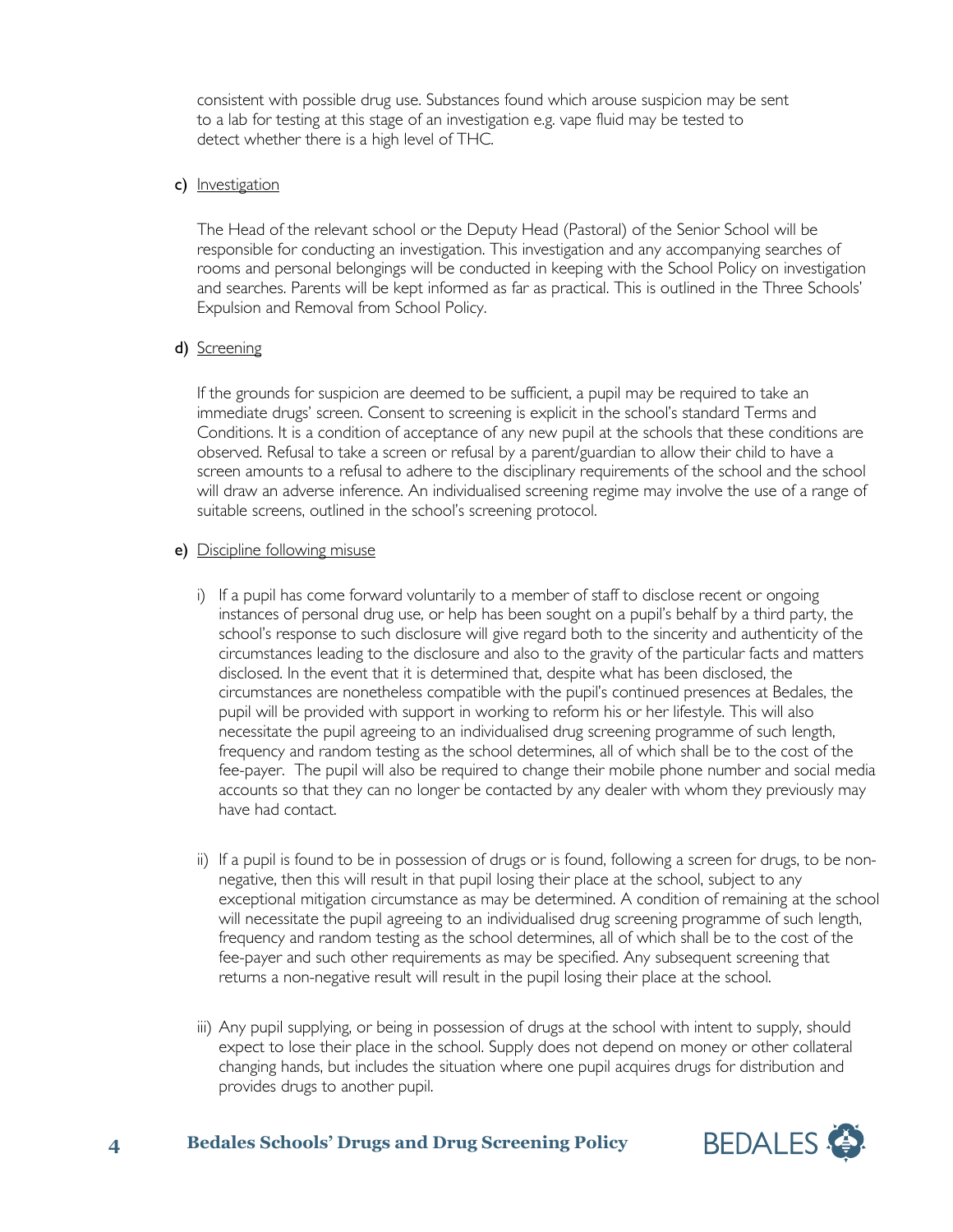consistent with possible drug use. Substances found which arouse suspicion may be sent to a lab for testing at this stage of an investigation e.g. vape fluid may be tested to detect whether there is a high level of THC.

**c)** Investigation

The Head of the relevant school or the Deputy Head (Pastoral) of the Senior School will be responsible for conducting an investigation. This investigation and any accompanying searches of rooms and personal belongings will be conducted in keeping with the School Policy on investigation and searches. Parents will be kept informed as far as practical. This is outlined in the Three Schools' Expulsion and Removal from School Policy.

**d)** Screening

If the grounds for suspicion are deemed to be sufficient, a pupil may be required to take an immediate drugs' screen. Consent to screening is explicit in the school's standard Terms and Conditions. It is a condition of acceptance of any new pupil at the schools that these conditions are observed. Refusal to take a screen or refusal by a parent/guardian to allow their child to have a screen amounts to a refusal to adhere to the disciplinary requirements of the school and the school will draw an adverse inference. An individualised screening regime may involve the use of a range of suitable screens, outlined in the school's screening protocol.

**e)** Discipline following misuse

i) If a pupil has come forward voluntarily to a member of staff to disclose recent or ongoing instances of personal drug use, or help has been sought on a pupil's behalf by a third party, the school's response to such disclosure will give regard both to the sincerity and authenticity of the circumstances leading to the disclosure and also to the gravity of the particular facts and matters disclosed. In the event that it is determined that, despite what has been disclosed, the circumstances are nonetheless compatible with the pupil's continued presences at Bedales, the pupil will be provided with support in working to reform his or her lifestyle. This will also necessitate the pupil agreeing to an individualised drug screening programme of such length, frequency and random testing as the school determines, all of which shall be to the cost of the fee-payer. The pupil will also be required to change their mobile phone number and social media accounts so that they can no longer be contacted by any dealer with whom they previously may have had contact.

ii) If a pupil is found to be in possession of drugs or is found, following a screen for drugs, to be non-negative, then this will result in that pupil losing their place at the school, subject to any exceptional mitigation circumstance as may be determined. A condition of remaining at the school will necessitate the pupil agreeing to an individualised drug screening programme of such length, frequency and random testing as the school determines, all of which shall be to the cost of the fee-payer and such other requirements as may be specified. Any subsequent screening that returns a non-negative result will result in the pupil losing their place at the school.

iii) Any pupil supplying, or being in possession of drugs at the school with intent to supply, should expect to lose their place in the school. Supply does not depend on money or other collateral changing hands, but includes the situation where one pupil acquires drugs for distribution and provides drugs to another pupil.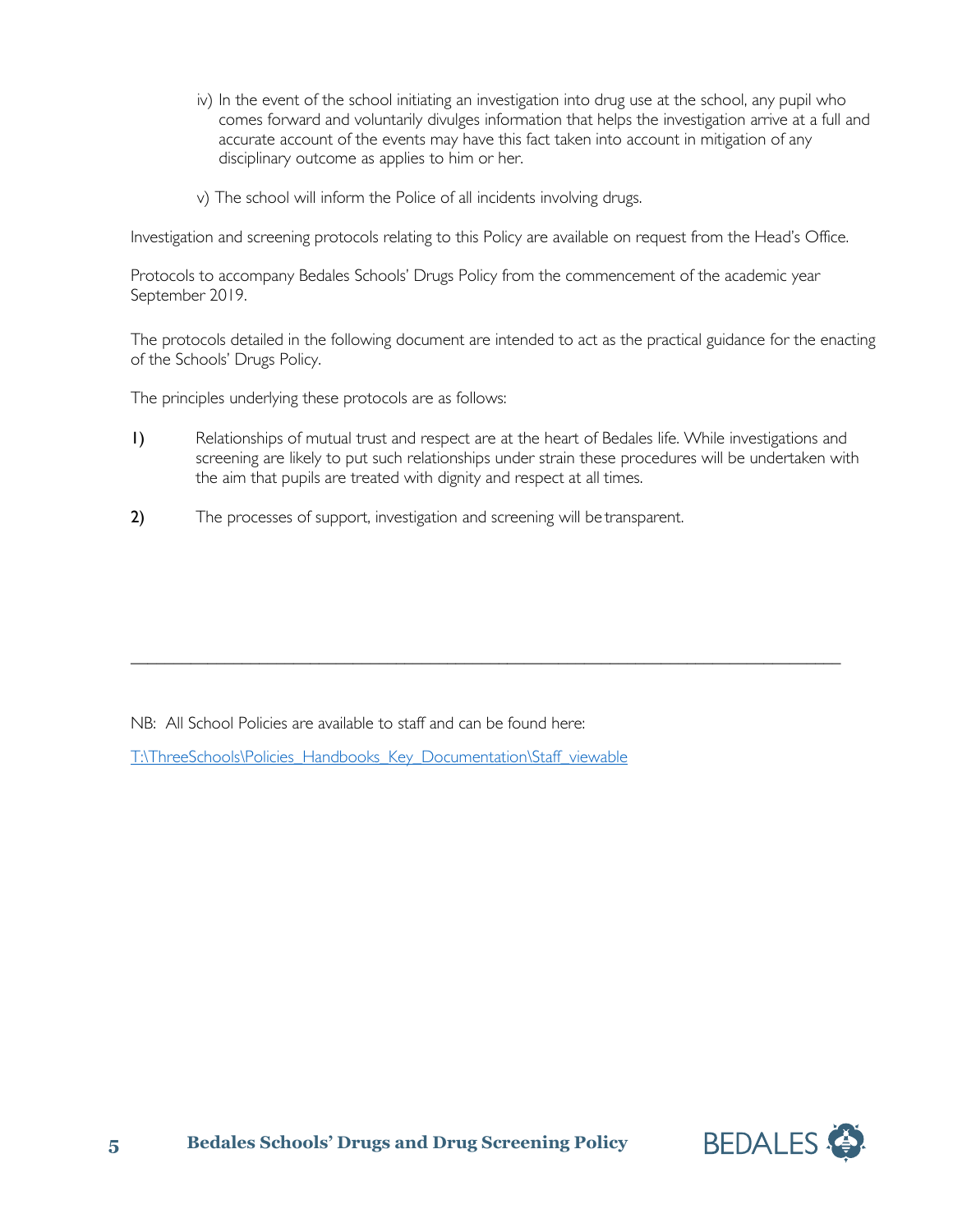iv) In the event of the school initiating an investigation into drug use at the school, any pupil who comes forward and voluntarily divulges information that helps the investigation arrive at a full and accurate account of the events may have this fact taken into account in mitigation of any disciplinary outcome as applies to him or her.

v) The school will inform the Police of all incidents involving drugs.

Investigation and screening protocols relating to this Policy are available on request from the Head's Office.

Protocols to accompany Bedales Schools' Drugs Policy from the commencement of the academic year September 2019.

The protocols detailed in the following document are intended to act as the practical guidance for the enacting of the Schools' Drugs Policy.

The principles underlying these protocols are as follows:

1) Relationships of mutual trust and respect are at the heart of Bedales life. While investigations and screening are likely to put such relationships under strain these procedures will be undertaken with the aim that pupils are treated with dignity and respect at all times.

2) The processes of support, investigation and screening will be transparent.

---

NB: All School Policies are available to staff and can be found here:

T:\ThreeSchools\Policies_Handbooks_Key_Documentation\Staff_viewable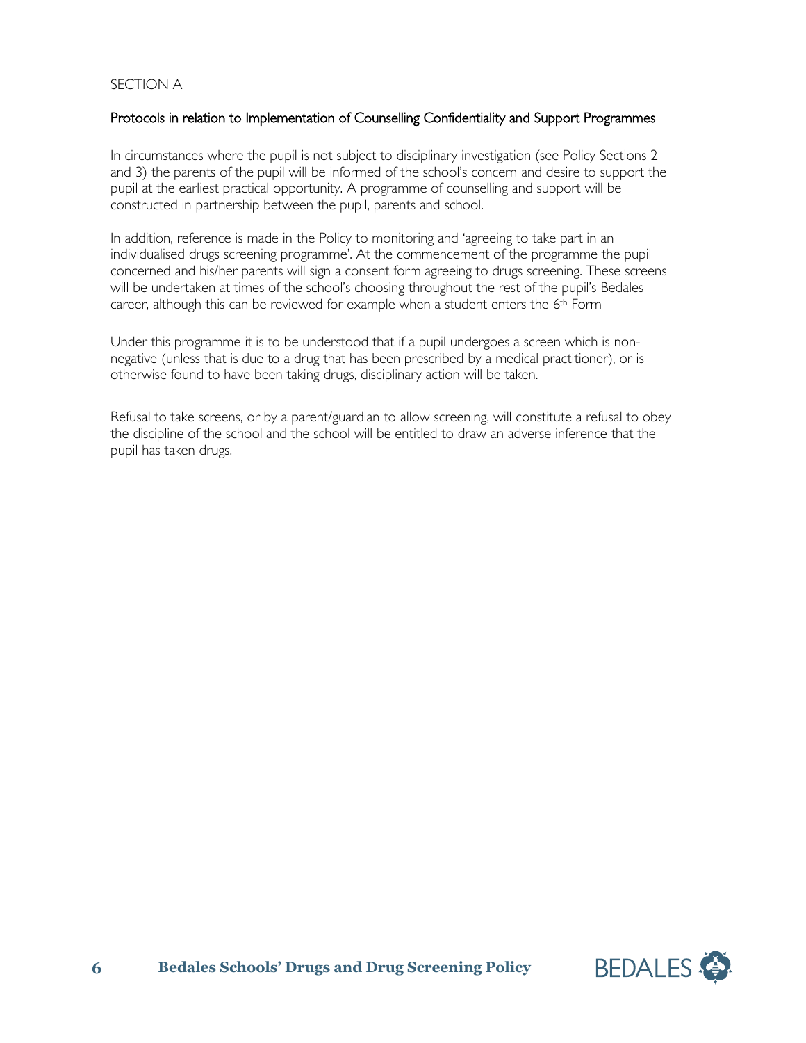SECTION A

Protocols in relation to Implementation of Counselling Confidentiality and Support Programmes

In circumstances where the pupil is not subject to disciplinary investigation (see Policy Sections 2 and 3) the parents of the pupil will be informed of the school's concern and desire to support the pupil at the earliest practical opportunity. A programme of counselling and support will be constructed in partnership between the pupil, parents and school.

In addition, reference is made in the Policy to monitoring and 'agreeing to take part in an individualised drugs screening programme'. At the commencement of the programme the pupil concerned and his/her parents will sign a consent form agreeing to drugs screening. These screens will be undertaken at times of the school's choosing throughout the rest of the pupil's Bedales career, although this can be reviewed for example when a student enters the 6th Form

Under this programme it is to be understood that if a pupil undergoes a screen which is non-negative (unless that is due to a drug that has been prescribed by a medical practitioner), or is otherwise found to have been taking drugs, disciplinary action will be taken.

Refusal to take screens, or by a parent/guardian to allow screening, will constitute a refusal to obey the discipline of the school and the school will be entitled to draw an adverse inference that the pupil has taken drugs.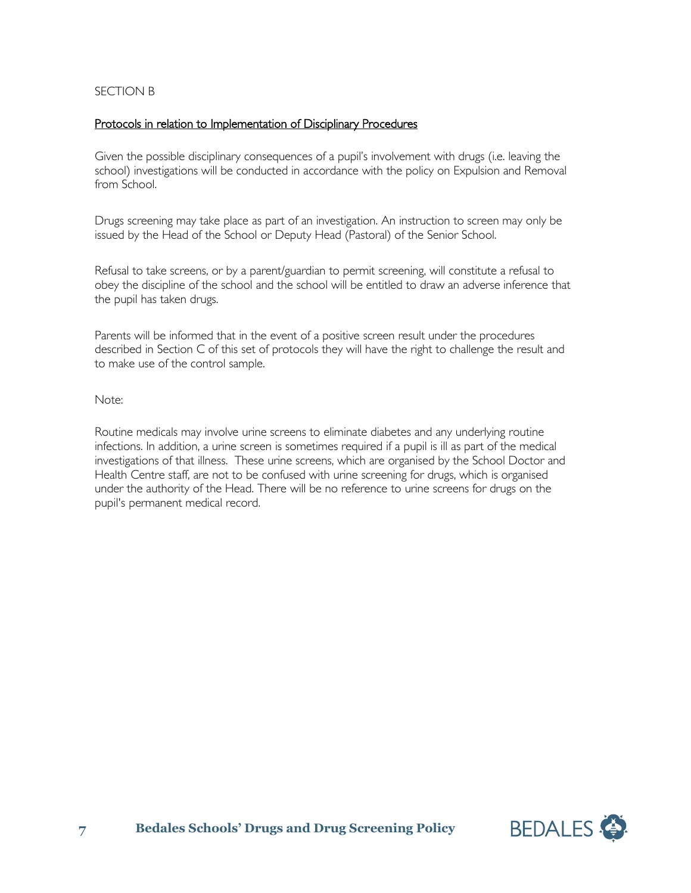SECTION B

## Protocols in relation to Implementation of Disciplinary Procedures

Given the possible disciplinary consequences of a pupil's involvement with drugs (i.e. leaving the school) investigations will be conducted in accordance with the policy on Expulsion and Removal from School.

Drugs screening may take place as part of an investigation. An instruction to screen may only be issued by the Head of the School or Deputy Head (Pastoral) of the Senior School.

Refusal to take screens, or by a parent/guardian to permit screening, will constitute a refusal to obey the discipline of the school and the school will be entitled to draw an adverse inference that the pupil has taken drugs.

Parents will be informed that in the event of a positive screen result under the procedures described in Section C of this set of protocols they will have the right to challenge the result and to make use of the control sample.

Note:

Routine medicals may involve urine screens to eliminate diabetes and any underlying routine infections. In addition, a urine screen is sometimes required if a pupil is ill as part of the medical investigations of that illness. These urine screens, which are organised by the School Doctor and Health Centre staff, are not to be confused with urine screening for drugs, which is organised under the authority of the Head. There will be no reference to urine screens for drugs on the pupil's permanent medical record.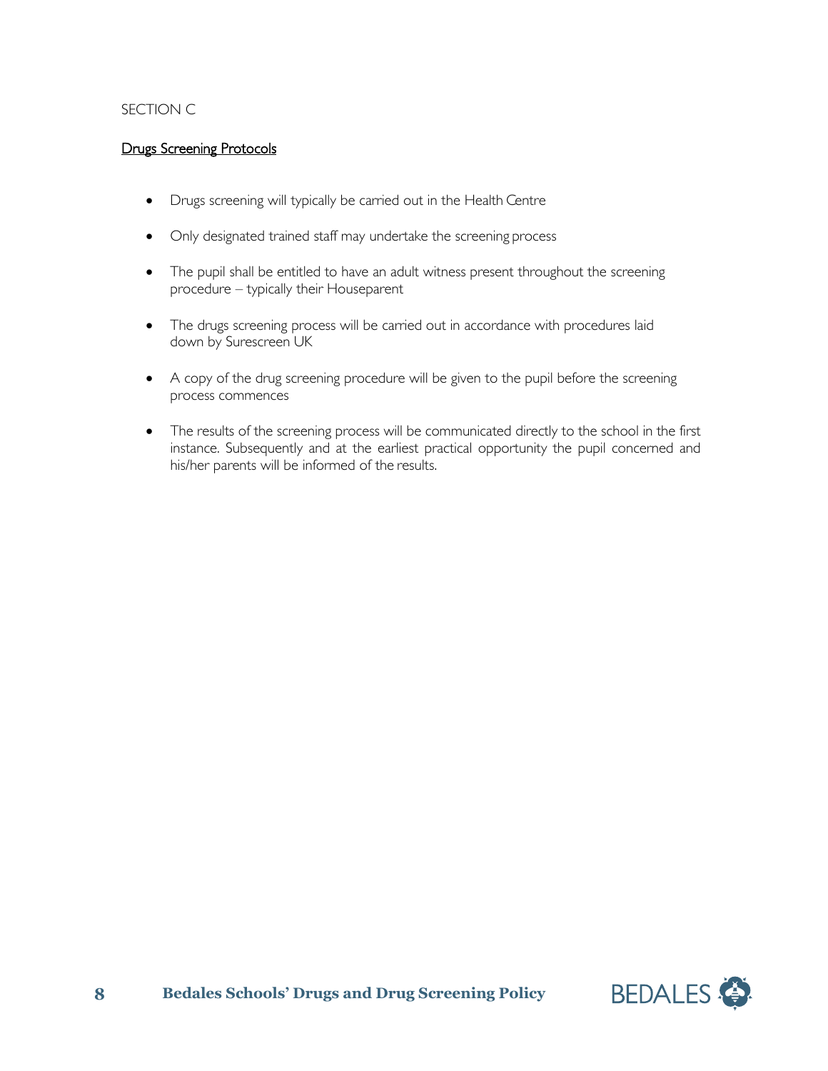SECTION C

## Drugs Screening Protocols

- Drugs screening will typically be carried out in the Health Centre
- Only designated trained staff may undertake the screening process
- The pupil shall be entitled to have an adult witness present throughout the screening procedure – typically their Houseparent
- The drugs screening process will be carried out in accordance with procedures laid down by Surescreen UK
- A copy of the drug screening procedure will be given to the pupil before the screening process commences
- The results of the screening process will be communicated directly to the school in the first instance. Subsequently and at the earliest practical opportunity the pupil concerned and his/her parents will be informed of the results.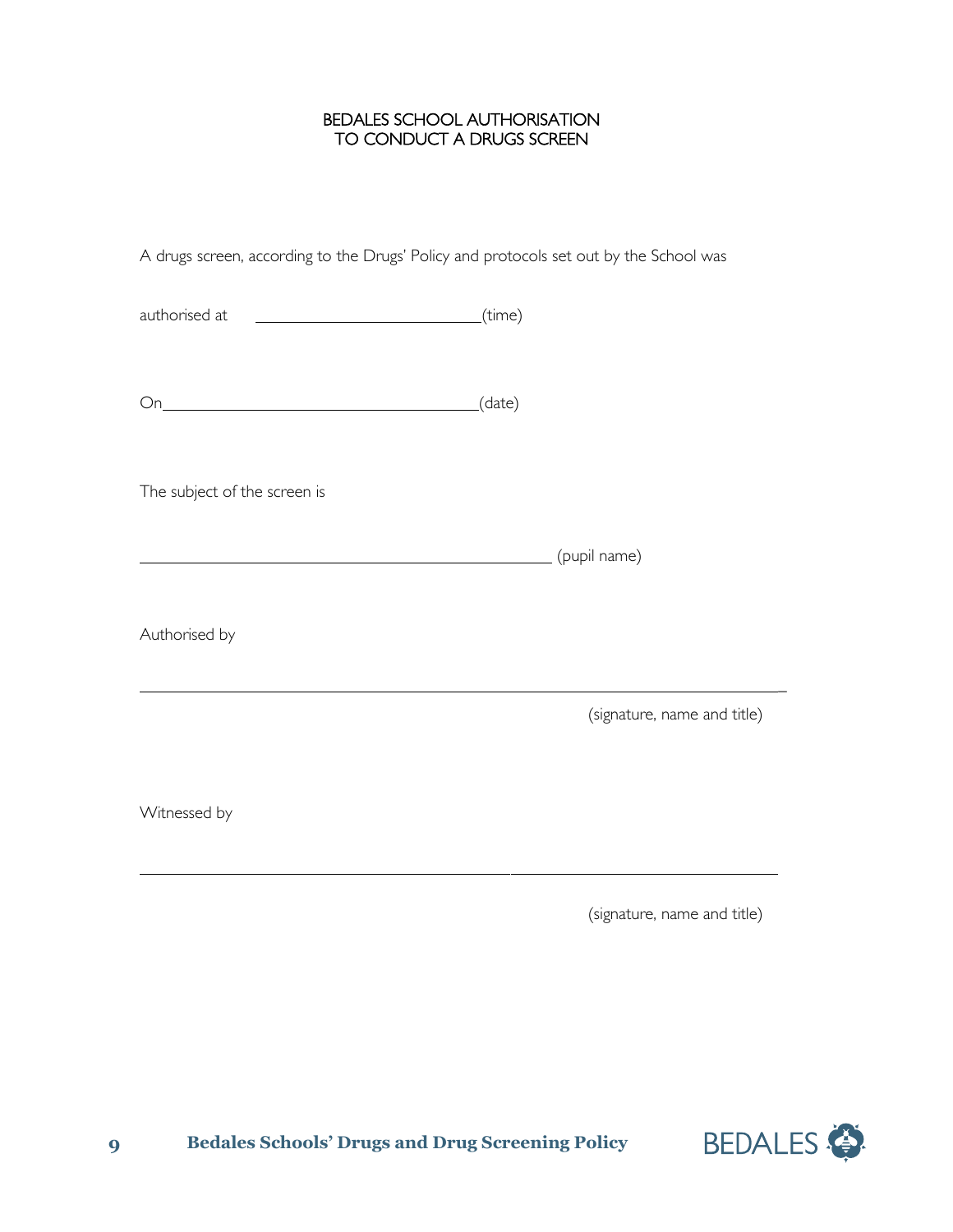# BEDALES SCHOOL AUTHORISATION TO CONDUCT A DRUGS SCREEN

A drugs screen, according to the Drugs' Policy and protocols set out by the School was

authorised at ______________________________(time)

On__________________________________________(date)

The subject of the screen is

________________________________________________________ (pupil name)

Authorised by

_____________________________________________________________________________

(signature, name and title)

Witnessed by

_____________________________________________________________________________

(signature, name and title)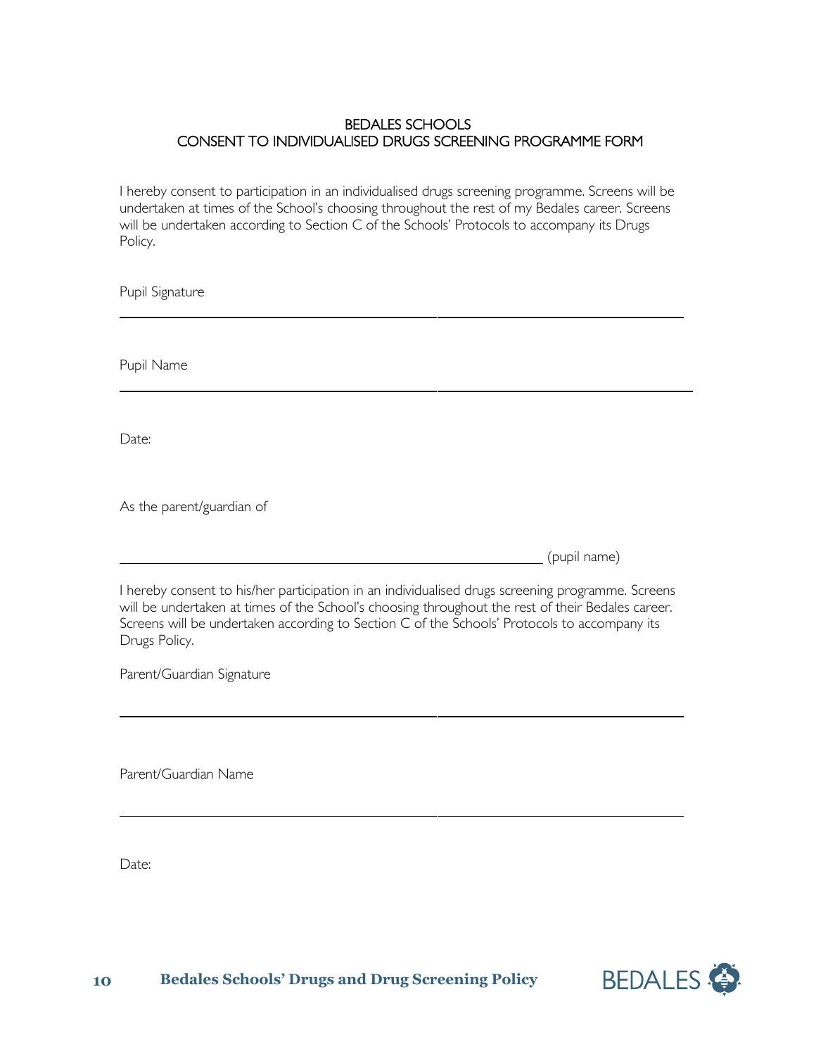# BEDALES SCHOOLS
## CONSENT TO INDIVIDUALISED DRUGS SCREENING PROGRAMME FORM

I hereby consent to participation in an individualised drugs screening programme. Screens will be undertaken at times of the School's choosing throughout the rest of my Bedales career. Screens will be undertaken according to Section C of the Schools' Protocols to accompany its Drugs Policy.

Pupil Signature

______________________________________________

Pupil Name

______________________________________________

Date:

As the parent/guardian of

______________________________________ (pupil name)

I hereby consent to his/her participation in an individualised drugs screening programme. Screens will be undertaken at times of the School's choosing throughout the rest of their Bedales career. Screens will be undertaken according to Section C of the Schools' Protocols to accompany its Drugs Policy.

Parent/Guardian Signature

______________________________________________

Parent/Guardian Name

______________________________________________

Date: